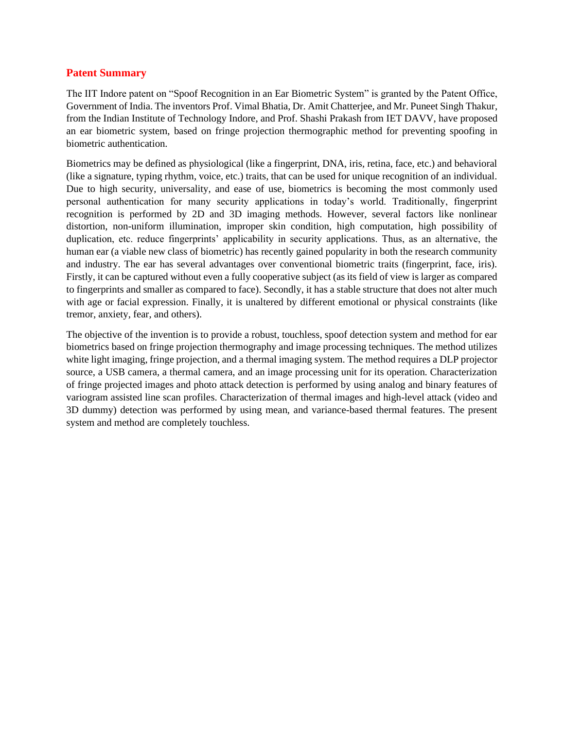## Patent Summary

The IIT Indore patent on "Spoof Recognition in an Ear Biometric System" is granted by the Patent Office, Government of India. The inventors Prof. Vimal Bhatia, Dr. Amit Chatterjee, and Mr. Puneet Singh Thakur, from the Indian Institute of Technology Indore, and Prof. Shashi Prakash from IET DAVV, have proposed an ear biometric system, based on fringe projection thermographic method for preventing spoofing in biometric authentication.

Biometrics may be defined as physiological (like a fingerprint, DNA, iris, retina, face, etc.) and behavioral (like a signature, typing rhythm, voice, etc.) traits, that can be used for unique recognition of an individual. Due to high security, universality, and ease of use, biometrics is becoming the most commonly used personal authentication for many security applications in today's world. Traditionally, fingerprint recognition is performed by 2D and 3D imaging methods. However, several factors like nonlinear distortion, non-uniform illumination, improper skin condition, high computation, high possibility of duplication, etc. reduce fingerprints' applicability in security applications. Thus, as an alternative, the human ear (a viable new class of biometric) has recently gained popularity in both the research community and industry. The ear has several advantages over conventional biometric traits (fingerprint, face, iris). Firstly, it can be captured without even a fully cooperative subject (as its field of view is larger as compared to fingerprints and smaller as compared to face). Secondly, it has a stable structure that does not alter much with age or facial expression. Finally, it is unaltered by different emotional or physical constraints (like tremor, anxiety, fear, and others).

The objective of the invention is to provide a robust, touchless, spoof detection system and method for ear biometrics based on fringe projection thermography and image processing techniques. The method utilizes white light imaging, fringe projection, and a thermal imaging system. The method requires a DLP projector source, a USB camera, a thermal camera, and an image processing unit for its operation. Characterization of fringe projected images and photo attack detection is performed by using analog and binary features of variogram assisted line scan profiles. Characterization of thermal images and high-level attack (video and 3D dummy) detection was performed by using mean, and variance-based thermal features. The present system and method are completely touchless.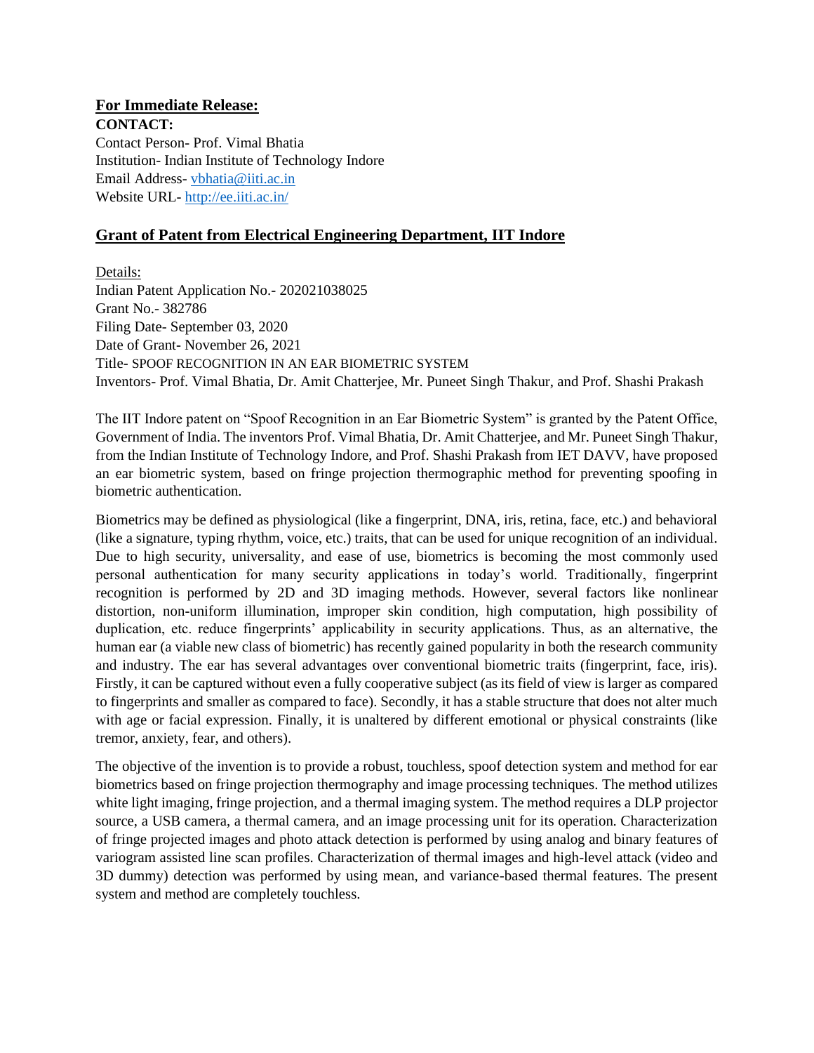**For Immediate Release:**

**CONTACT:**

Contact Person- Prof. Vimal Bhatia
Institution- Indian Institute of Technology Indore
Email Address- vbhatia@iiti.ac.in
Website URL- http://ee.iiti.ac.in/

## Grant of Patent from Electrical Engineering Department, IIT Indore

Details:
Indian Patent Application No.- 202021038025
Grant No.- 382786
Filing Date- September 03, 2020
Date of Grant- November 26, 2021
Title- SPOOF RECOGNITION IN AN EAR BIOMETRIC SYSTEM
Inventors- Prof. Vimal Bhatia, Dr. Amit Chatterjee, Mr. Puneet Singh Thakur, and Prof. Shashi Prakash

The IIT Indore patent on "Spoof Recognition in an Ear Biometric System" is granted by the Patent Office, Government of India. The inventors Prof. Vimal Bhatia, Dr. Amit Chatterjee, and Mr. Puneet Singh Thakur, from the Indian Institute of Technology Indore, and Prof. Shashi Prakash from IET DAVV, have proposed an ear biometric system, based on fringe projection thermographic method for preventing spoofing in biometric authentication.

Biometrics may be defined as physiological (like a fingerprint, DNA, iris, retina, face, etc.) and behavioral (like a signature, typing rhythm, voice, etc.) traits, that can be used for unique recognition of an individual. Due to high security, universality, and ease of use, biometrics is becoming the most commonly used personal authentication for many security applications in today's world. Traditionally, fingerprint recognition is performed by 2D and 3D imaging methods. However, several factors like nonlinear distortion, non-uniform illumination, improper skin condition, high computation, high possibility of duplication, etc. reduce fingerprints' applicability in security applications. Thus, as an alternative, the human ear (a viable new class of biometric) has recently gained popularity in both the research community and industry. The ear has several advantages over conventional biometric traits (fingerprint, face, iris). Firstly, it can be captured without even a fully cooperative subject (as its field of view is larger as compared to fingerprints and smaller as compared to face). Secondly, it has a stable structure that does not alter much with age or facial expression. Finally, it is unaltered by different emotional or physical constraints (like tremor, anxiety, fear, and others).

The objective of the invention is to provide a robust, touchless, spoof detection system and method for ear biometrics based on fringe projection thermography and image processing techniques. The method utilizes white light imaging, fringe projection, and a thermal imaging system. The method requires a DLP projector source, a USB camera, a thermal camera, and an image processing unit for its operation. Characterization of fringe projected images and photo attack detection is performed by using analog and binary features of variogram assisted line scan profiles. Characterization of thermal images and high-level attack (video and 3D dummy) detection was performed by using mean, and variance-based thermal features. The present system and method are completely touchless.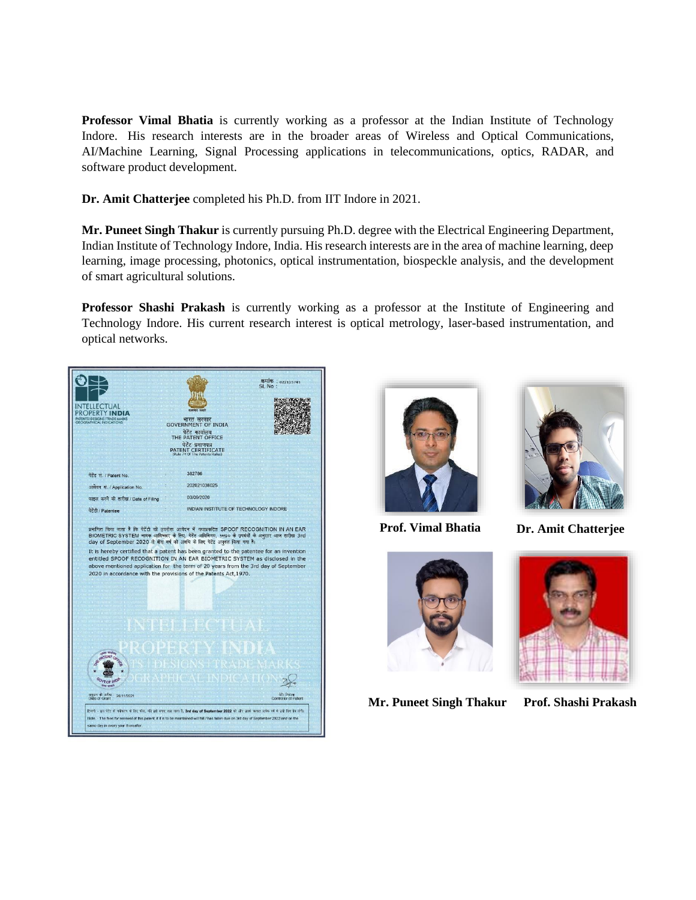**Professor Vimal Bhatia** is currently working as a professor at the Indian Institute of Technology Indore. His research interests are in the broader areas of Wireless and Optical Communications, AI/Machine Learning, Signal Processing applications in telecommunications, optics, RADAR, and software product development.

**Dr. Amit Chatterjee** completed his Ph.D. from IIT Indore in 2021.

**Mr. Puneet Singh Thakur** is currently pursuing Ph.D. degree with the Electrical Engineering Department, Indian Institute of Technology Indore, India. His research interests are in the area of machine learning, deep learning, image processing, photonics, optical instrumentation, biospeckle analysis, and the development of smart agricultural solutions.

**Professor Shashi Prakash** is currently working as a professor at the Institute of Engineering and Technology Indore. His current research interest is optical metrology, laser-based instrumentation, and optical networks.

**Prof. Vimal Bhatia**

**Dr. Amit Chatterjee**

**Mr. Puneet Singh Thakur**

**Prof. Shashi Prakash**